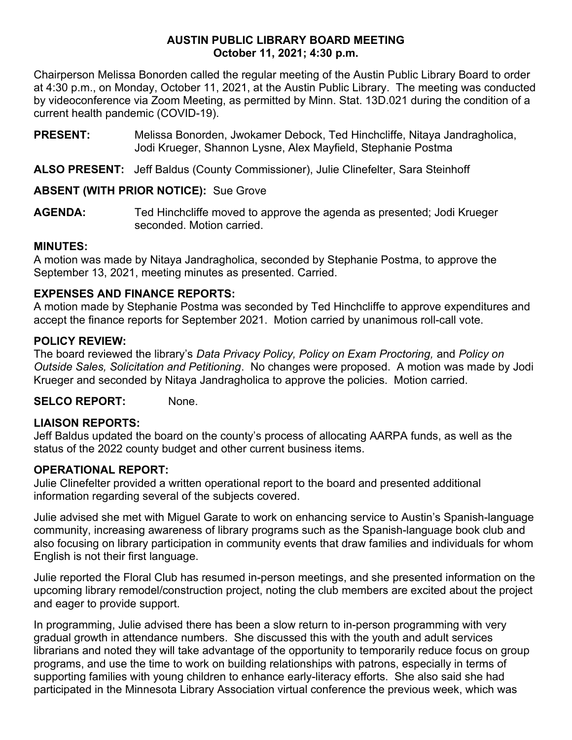# AUSTIN PUBLIC LIBRARY BOARD MEETING
## October 11, 2021; 4:30 p.m.

Chairperson Melissa Bonorden called the regular meeting of the Austin Public Library Board to order at 4:30 p.m., on Monday, October 11, 2021, at the Austin Public Library. The meeting was conducted by videoconference via Zoom Meeting, as permitted by Minn. Stat. 13D.021 during the condition of a current health pandemic (COVID-19).

**PRESENT:** Melissa Bonorden, Jwokamer Debock, Ted Hinchcliffe, Nitaya Jandragholica, Jodi Krueger, Shannon Lysne, Alex Mayfield, Stephanie Postma

**ALSO PRESENT:** Jeff Baldus (County Commissioner), Julie Clinefelter, Sara Steinhoff

**ABSENT (WITH PRIOR NOTICE):** Sue Grove

**AGENDA:** Ted Hinchcliffe moved to approve the agenda as presented; Jodi Krueger seconded. Motion carried.

**MINUTES:**
A motion was made by Nitaya Jandragholica, seconded by Stephanie Postma, to approve the September 13, 2021, meeting minutes as presented. Carried.

**EXPENSES AND FINANCE REPORTS:**
A motion made by Stephanie Postma was seconded by Ted Hinchcliffe to approve expenditures and accept the finance reports for September 2021. Motion carried by unanimous roll-call vote.

**POLICY REVIEW:**
The board reviewed the library's *Data Privacy Policy, Policy on Exam Proctoring,* and *Policy on Outside Sales, Solicitation and Petitioning*. No changes were proposed. A motion was made by Jodi Krueger and seconded by Nitaya Jandragholica to approve the policies. Motion carried.

**SELCO REPORT:** None.

**LIAISON REPORTS:**
Jeff Baldus updated the board on the county's process of allocating AARPA funds, as well as the status of the 2022 county budget and other current business items.

**OPERATIONAL REPORT:**
Julie Clinefelter provided a written operational report to the board and presented additional information regarding several of the subjects covered.

Julie advised she met with Miguel Garate to work on enhancing service to Austin's Spanish-language community, increasing awareness of library programs such as the Spanish-language book club and also focusing on library participation in community events that draw families and individuals for whom English is not their first language.

Julie reported the Floral Club has resumed in-person meetings, and she presented information on the upcoming library remodel/construction project, noting the club members are excited about the project and eager to provide support.

In programming, Julie advised there has been a slow return to in-person programming with very gradual growth in attendance numbers. She discussed this with the youth and adult services librarians and noted they will take advantage of the opportunity to temporarily reduce focus on group programs, and use the time to work on building relationships with patrons, especially in terms of supporting families with young children to enhance early-literacy efforts. She also said she had participated in the Minnesota Library Association virtual conference the previous week, which was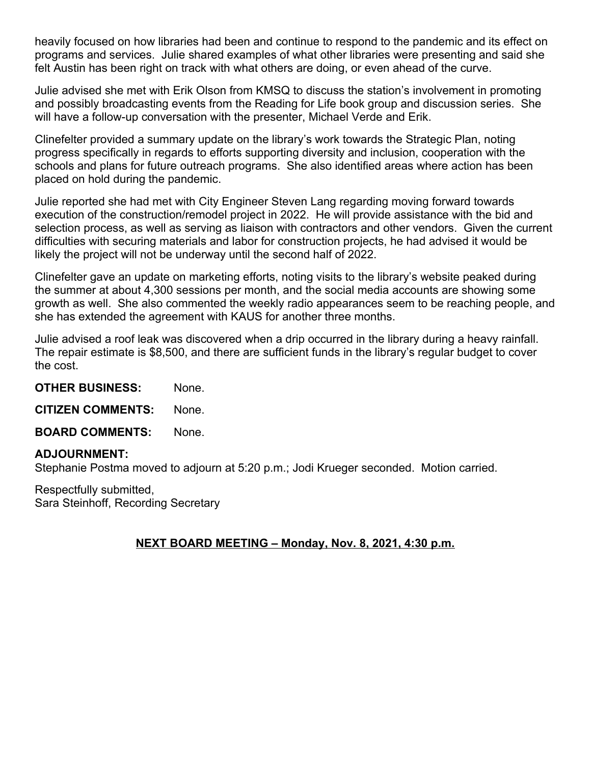heavily focused on how libraries had been and continue to respond to the pandemic and its effect on programs and services. Julie shared examples of what other libraries were presenting and said she felt Austin has been right on track with what others are doing, or even ahead of the curve.

Julie advised she met with Erik Olson from KMSQ to discuss the station's involvement in promoting and possibly broadcasting events from the Reading for Life book group and discussion series. She will have a follow-up conversation with the presenter, Michael Verde and Erik.

Clinefelter provided a summary update on the library's work towards the Strategic Plan, noting progress specifically in regards to efforts supporting diversity and inclusion, cooperation with the schools and plans for future outreach programs. She also identified areas where action has been placed on hold during the pandemic.

Julie reported she had met with City Engineer Steven Lang regarding moving forward towards execution of the construction/remodel project in 2022. He will provide assistance with the bid and selection process, as well as serving as liaison with contractors and other vendors. Given the current difficulties with securing materials and labor for construction projects, he had advised it would be likely the project will not be underway until the second half of 2022.

Clinefelter gave an update on marketing efforts, noting visits to the library's website peaked during the summer at about 4,300 sessions per month, and the social media accounts are showing some growth as well. She also commented the weekly radio appearances seem to be reaching people, and she has extended the agreement with KAUS for another three months.

Julie advised a roof leak was discovered when a drip occurred in the library during a heavy rainfall. The repair estimate is $8,500, and there are sufficient funds in the library's regular budget to cover the cost.

**OTHER BUSINESS:** None.

**CITIZEN COMMENTS:** None.

**BOARD COMMENTS:** None.

**ADJOURNMENT:**
Stephanie Postma moved to adjourn at 5:20 p.m.; Jodi Krueger seconded. Motion carried.

Respectfully submitted,
Sara Steinhoff, Recording Secretary

**NEXT BOARD MEETING – Monday, Nov. 8, 2021, 4:30 p.m.**